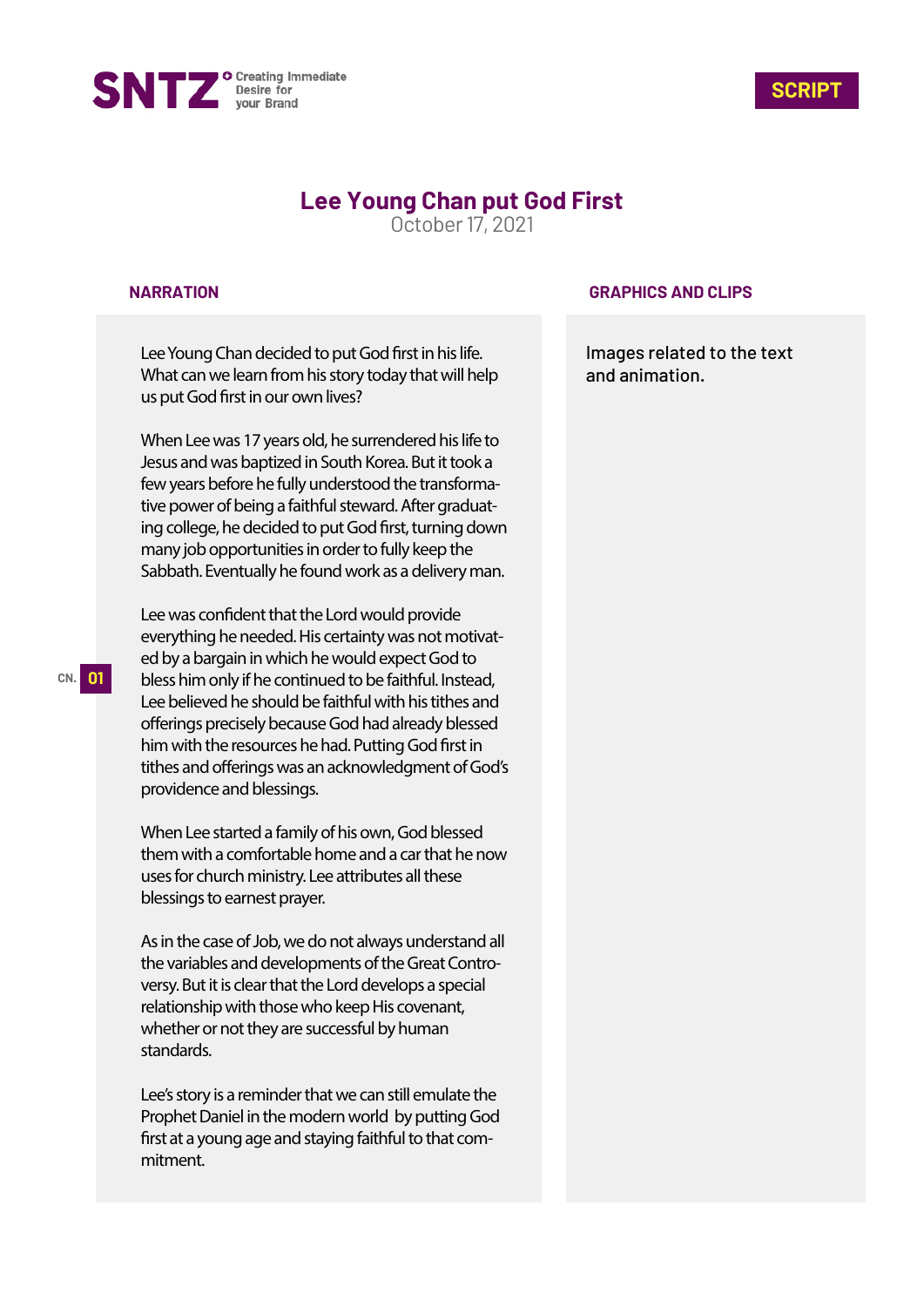SNTZ — Creating Immediate Desire for your Brand

**SCRIPT**

# Lee Young Chan put God First

October 17, 2021

| NARRATION | GRAPHICS AND CLIPS |
| --- | --- |
| Lee Young Chan decided to put God first in his life. What can we learn from his story today that will help us put God first in our own lives? | Images related to the text and animation. |

Lee Young Chan decided to put God first in his life. What can we learn from his story today that will help us put God first in our own lives?

When Lee was 17 years old, he surrendered his life to Jesus and was baptized in South Korea. But it took a few years before he fully understood the transformative power of being a faithful steward. After graduating college, he decided to put God first, turning down many job opportunities in order to fully keep the Sabbath. Eventually he found work as a delivery man.

CN. **01**

Lee was confident that the Lord would provide everything he needed. His certainty was not motivated by a bargain in which he would expect God to bless him only if he continued to be faithful. Instead, Lee believed he should be faithful with his tithes and offerings precisely because God had already blessed him with the resources he had. Putting God first in tithes and offerings was an acknowledgment of God's providence and blessings.

When Lee started a family of his own, God blessed them with a comfortable home and a car that he now uses for church ministry. Lee attributes all these blessings to earnest prayer.

As in the case of Job, we do not always understand all the variables and developments of the Great Controversy. But it is clear that the Lord develops a special relationship with those who keep His covenant, whether or not they are successful by human standards.

Lee's story is a reminder that we can still emulate the Prophet Daniel in the modern world by putting God first at a young age and staying faithful to that commitment.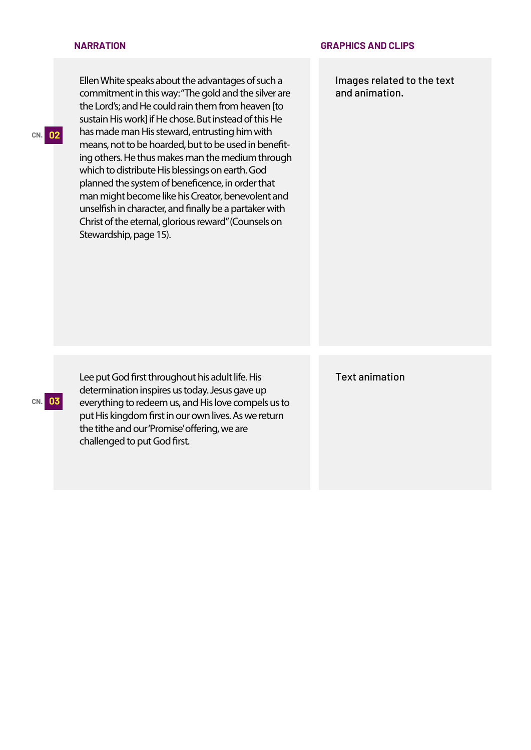| CN. | NARRATION | GRAPHICS AND CLIPS |
| --- | --- | --- |
| 02 | Ellen White speaks about the advantages of such a commitment in this way: "The gold and the silver are the Lord's; and He could rain them from heaven [to sustain His work] if He chose. But instead of this He has made man His steward, entrusting him with means, not to be hoarded, but to be used in benefiting others. He thus makes man the medium through which to distribute His blessings on earth. God planned the system of beneficence, in order that man might become like his Creator, benevolent and unselfish in character, and finally be a partaker with Christ of the eternal, glorious reward" (Counsels on Stewardship, page 15). | Images related to the text and animation. |
| 03 | Lee put God first throughout his adult life. His determination inspires us today. Jesus gave up everything to redeem us, and His love compels us to put His kingdom first in our own lives. As we return the tithe and our 'Promise' offering, we are challenged to put God first. | Text animation |